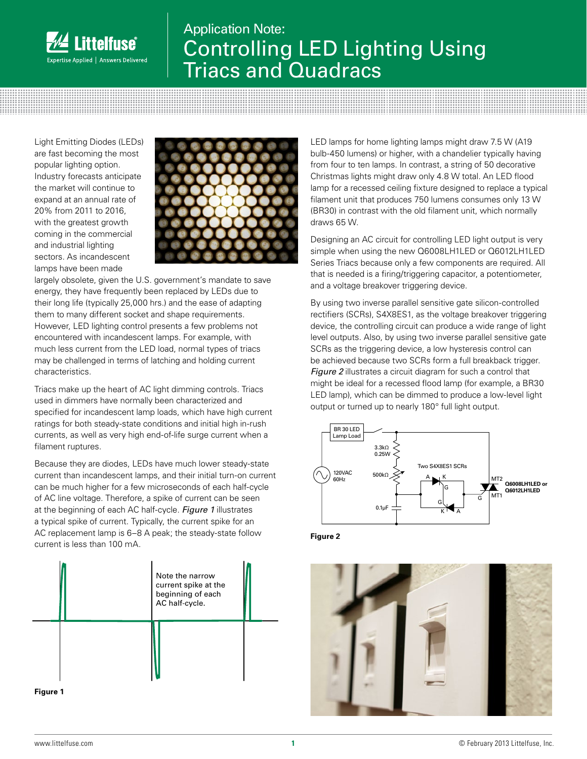# Application Note: Controlling LED Lighting Using Triacs and Quadracs

Light Emitting Diodes (LEDs) are fast becoming the most popular lighting option. Industry forecasts anticipate the market will continue to expand at an annual rate of 20% from 2011 to 2016, with the greatest growth coming in the commercial and industrial lighting sectors. As incandescent lamps have been made largely obsolete, given the U.S. government's mandate to save energy, they have frequently been replaced by LEDs due to their long life (typically 25,000 hrs.) and the ease of adapting them to many different socket and shape requirements. However, LED lighting control presents a few problems not encountered with incandescent lamps. For example, with much less current from the LED load, normal types of triacs may be challenged in terms of latching and holding current characteristics.

Triacs make up the heart of AC light dimming controls. Triacs used in dimmers have normally been characterized and specified for incandescent lamp loads, which have high current ratings for both steady-state conditions and initial high in-rush currents, as well as very high end-of-life surge current when a filament ruptures.

Because they are diodes, LEDs have much lower steady-state current than incandescent lamps, and their initial turn-on current can be much higher for a few microseconds of each half-cycle of AC line voltage. Therefore, a spike of current can be seen at the beginning of each AC half-cycle. *Figure 1* illustrates a typical spike of current. Typically, the current spike for an AC replacement lamp is 6–8 A peak; the steady-state follow current is less than 100 mA.

Note the narrow current spike at the beginning of each AC half-cycle.

**Figure 1**

LED lamps for home lighting lamps might draw 7.5 W (A19 bulb-450 lumens) or higher, with a chandelier typically having from four to ten lamps. In contrast, a string of 50 decorative Christmas lights might draw only 4.8 W total. An LED flood lamp for a recessed ceiling fixture designed to replace a typical filament unit that produces 750 lumens consumes only 13 W (BR30) in contrast with the old filament unit, which normally draws 65 W.

Designing an AC circuit for controlling LED light output is very simple when using the new Q6008LH1LED or Q6012LH1LED Series Triacs because only a few components are required. All that is needed is a firing/triggering capacitor, a potentiometer, and a voltage breakover triggering device.

By using two inverse parallel sensitive gate silicon-controlled rectifiers (SCRs), S4X8ES1, as the voltage breakover triggering device, the controlling circuit can produce a wide range of light level outputs. Also, by using two inverse parallel sensitive gate SCRs as the triggering device, a low hysteresis control can be achieved because two SCRs form a full breakback trigger. *Figure 2* illustrates a circuit diagram for such a control that might be ideal for a recessed flood lamp (for example, a BR30 LED lamp), which can be dimmed to produce a low-level light output or turned up to nearly 180° full light output.

BR 30 LED Lamp Load; 120VAC 60Hz; 3.3kΩ 0.25W; 500kΩ; 0.1μF; Two S4X8ES1 SCRs; Q6008LH1LED or Q6012LH1LED

**Figure 2**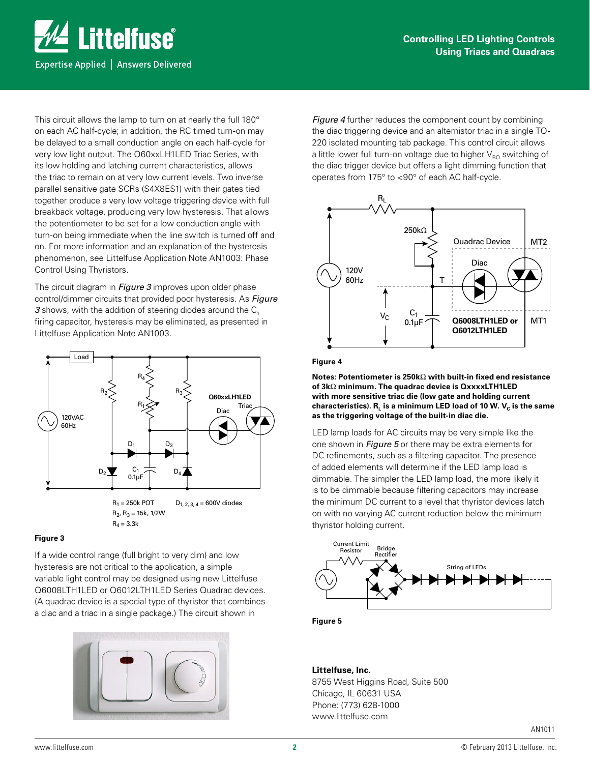This circuit allows the lamp to turn on at nearly the full 180° on each AC half-cycle; in addition, the RC timed turn-on may be delayed to a small conduction angle on each half-cycle for very low light output. The Q60xxLH1LED Triac Series, with its low holding and latching current characteristics, allows the triac to remain on at very low current levels. Two inverse parallel sensitive gate SCRs (S4X8ES1) with their gates tied together produce a very low voltage triggering device with full breakback voltage, producing very low hysteresis. That allows the potentiometer to be set for a low conduction angle with turn-on being immediate when the line switch is turned off and on. For more information and an explanation of the hysteresis phenomenon, see Littelfuse Application Note AN1003: Phase Control Using Thyristors.

The circuit diagram in *Figure 3* improves upon older phase control/dimmer circuits that provided poor hysteresis. As *Figure 3* shows, with the addition of steering diodes around the $C_1$ firing capacitor, hysteresis may be eliminated, as presented in Littelfuse Application Note AN1003.

Load
120VAC
60Hz
$R_2$
$R_4$
$R_1$
$R_3$
Q60xxLH1LED
Diac
Triac
$D_1$
$D_3$
$D_2$
$C_1$
0.1μF
$D_4$

$R_1$ = 250k POT
$R_2$, $R_3$ = 15k, 1/2W
$R_4$ = 3.3k
$D_{1, 2, 3, 4}$ = 600V diodes

**Figure 3**

If a wide control range (full bright to very dim) and low hysteresis are not critical to the application, a simple variable light control may be designed using new Littelfuse Q6008LTH1LED or Q6012LTH1LED Series Quadrac devices. (A quadrac device is a special type of thyristor that combines a diac and a triac in a single package.) The circuit shown in *Figure 4* further reduces the component count by combining the diac triggering device and an alternistor triac in a single TO-220 isolated mounting tab package. This control circuit allows a little lower full turn-on voltage due to higher $V_{BO}$ switching of the diac trigger device but offers a light dimming function that operates from 175° to <90° of each AC half-cycle.

$R_L$
250kΩ
Quadrac Device
MT2
Diac
120V
60Hz
T
$V_C$
$C_1$
0.1μF
Q6008LTH1LED or
Q6012LTH1LED
MT1

**Figure 4**

**Notes: Potentiometer is 250kΩ with built-in fixed end resistance of 3kΩ minimum. The quadrac device is QxxxxLTH1LED with more sensitive triac die (low gate and holding current characteristics). $R_L$ is a minimum LED load of 10 W. $V_c$ is the same as the triggering voltage of the built-in diac die.**

LED lamp loads for AC circuits may be very simple like the one shown in *Figure 5* or there may be extra elements for DC refinements, such as a filtering capacitor. The presence of added elements will determine if the LED lamp load is dimmable. The simpler the LED lamp load, the more likely it is to be dimmable because filtering capacitors may increase the minimum DC current to a level that thyristor devices latch on with no varying AC current reduction below the minimum thyristor holding current.

Current Limit
Resistor
Bridge
Rectifier
String of LEDs

**Figure 5**

**Littelfuse, Inc.**
8755 West Higgins Road, Suite 500
Chicago, IL 60631 USA
Phone: (773) 628-1000
www.littelfuse.com

AN1011